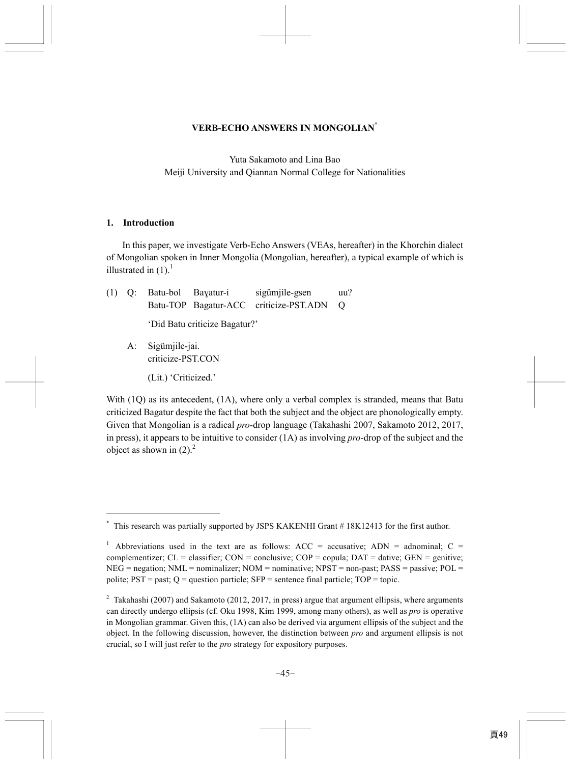# VERB-ECHO ANSWERS IN MONGOLIAN[*]

Yuta Sakamoto and Lina Bao
Meiji University and Qiannan Normal College for Nationalities

## 1. Introduction

In this paper, we investigate Verb-Echo Answers (VEAs, hereafter) in the Khorchin dialect of Mongolian spoken in Inner Mongolia (Mongolian, hereafter), a typical example of which is illustrated in (1).[1]

(1) Q: Batu-bol Baɣatur-i sigümjile-gsen uu?
Batu-TOP Bagatur-ACC criticize-PST.ADN Q
'Did Batu criticize Bagatur?'

A: Sigümjile-jai.
criticize-PST.CON
(Lit.) 'Criticized.'

With (1Q) as its antecedent, (1A), where only a verbal complex is stranded, means that Batu criticized Bagatur despite the fact that both the subject and the object are phonologically empty. Given that Mongolian is a radical *pro*-drop language (Takahashi 2007, Sakamoto 2012, 2017, in press), it appears to be intuitive to consider (1A) as involving *pro*-drop of the subject and the object as shown in (2).[2]

---

[*] This research was partially supported by JSPS KAKENHI Grant # 18K12413 for the first author.

[1] Abbreviations used in the text are as follows: ACC = accusative; ADN = adnominal; C = complementizer; CL = classifier; CON = conclusive; COP = copula; DAT = dative; GEN = genitive; NEG = negation; NML = nominalizer; NOM = nominative; NPST = non-past; PASS = passive; POL = polite; PST = past; Q = question particle; SFP = sentence final particle; TOP = topic.

[2] Takahashi (2007) and Sakamoto (2012, 2017, in press) argue that argument ellipsis, where arguments can directly undergo ellipsis (cf. Oku 1998, Kim 1999, among many others), as well as *pro* is operative in Mongolian grammar. Given this, (1A) can also be derived via argument ellipsis of the subject and the object. In the following discussion, however, the distinction between *pro* and argument ellipsis is not crucial, so I will just refer to the *pro* strategy for expository purposes.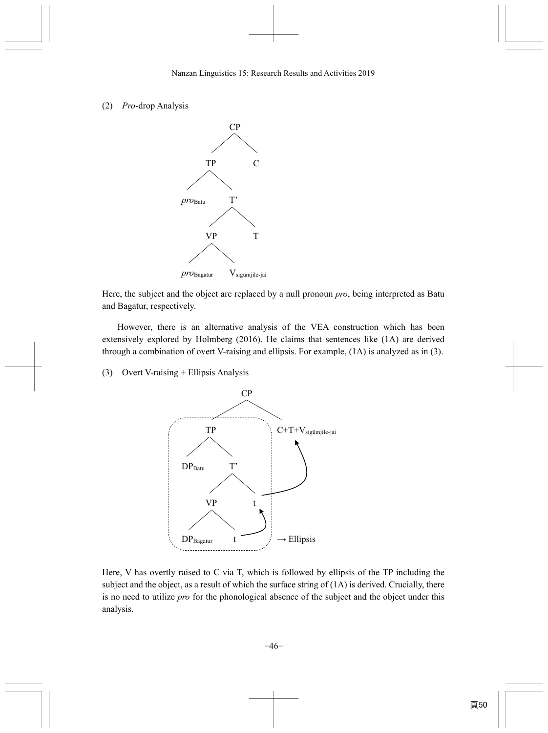(2) *Pro*-drop Analysis

```
                CP
              /    \
            TP      C
           /  \
   pro_Batu    T'
              /  \
            VP    T
           /  \
 pro_Bagatur   V_sigümjile-jai
```

Here, the subject and the object are replaced by a null pronoun *pro*, being interpreted as Batu and Bagatur, respectively.

However, there is an alternative analysis of the VEA construction which has been extensively explored by Holmberg (2016). He claims that sentences like (1A) are derived through a combination of overt V-raising and ellipsis. For example, (1A) is analyzed as in (3).

(3) Overt V-raising + Ellipsis Analysis

```
                  CP
               /      \
       [ TP             ]   C+T+V_sigümjile-jai
        /  \                  ^
  DP_Batu    T'               |
            /  \              |
          VP    t ------------+
         /  \   ^
 DP_Bagatur  t -+
       ]                    → Ellipsis
```

Here, V has overtly raised to C via T, which is followed by ellipsis of the TP including the subject and the object, as a result of which the surface string of (1A) is derived. Crucially, there is no need to utilize *pro* for the phonological absence of the subject and the object under this analysis.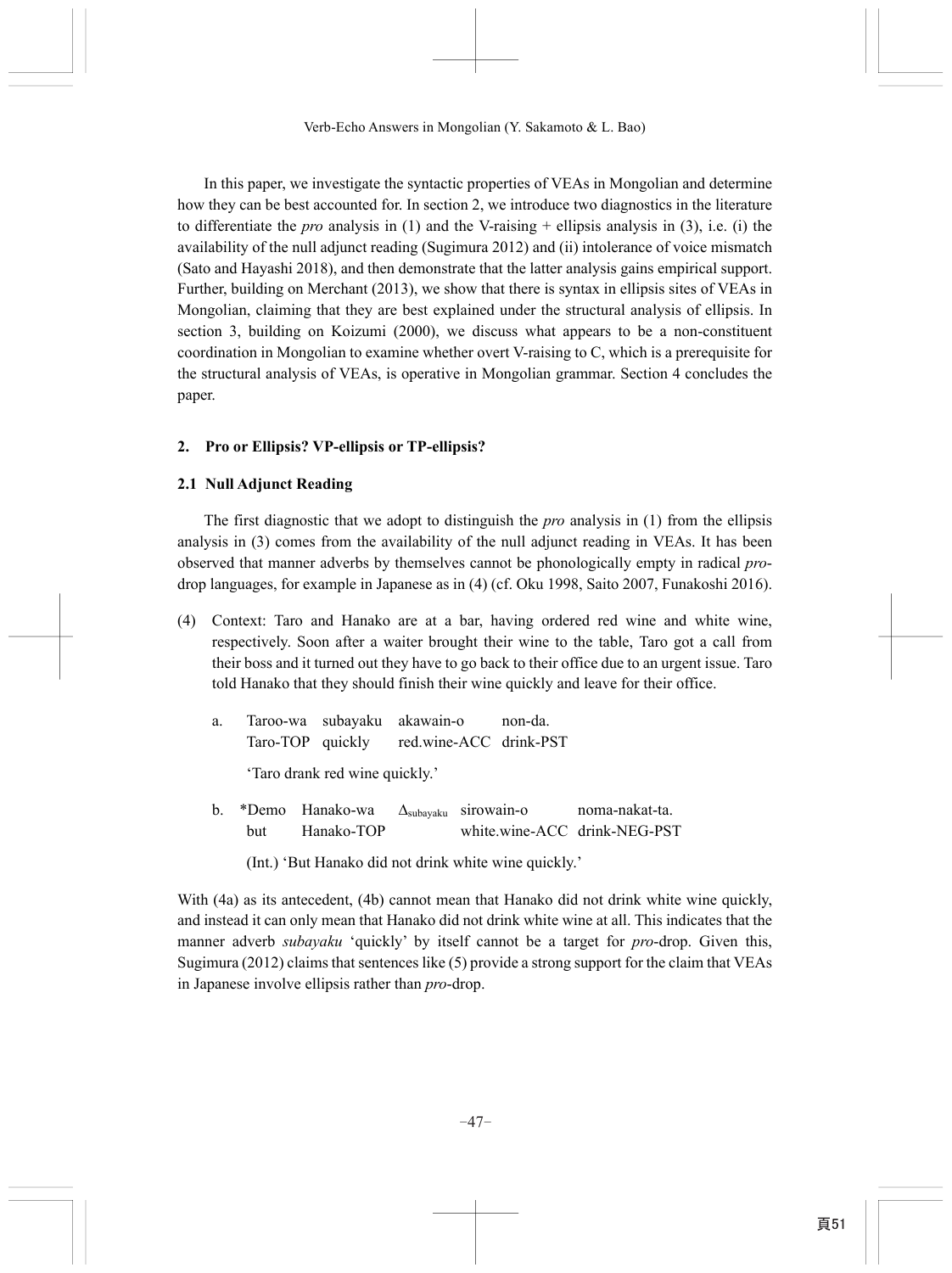In this paper, we investigate the syntactic properties of VEAs in Mongolian and determine how they can be best accounted for. In section 2, we introduce two diagnostics in the literature to differentiate the *pro* analysis in (1) and the V-raising + ellipsis analysis in (3), i.e. (i) the availability of the null adjunct reading (Sugimura 2012) and (ii) intolerance of voice mismatch (Sato and Hayashi 2018), and then demonstrate that the latter analysis gains empirical support. Further, building on Merchant (2013), we show that there is syntax in ellipsis sites of VEAs in Mongolian, claiming that they are best explained under the structural analysis of ellipsis. In section 3, building on Koizumi (2000), we discuss what appears to be a non-constituent coordination in Mongolian to examine whether overt V-raising to C, which is a prerequisite for the structural analysis of VEAs, is operative in Mongolian grammar. Section 4 concludes the paper.

## 2. Pro or Ellipsis? VP-ellipsis or TP-ellipsis?

### 2.1 Null Adjunct Reading

The first diagnostic that we adopt to distinguish the *pro* analysis in (1) from the ellipsis analysis in (3) comes from the availability of the null adjunct reading in VEAs. It has been observed that manner adverbs by themselves cannot be phonologically empty in radical *pro*-drop languages, for example in Japanese as in (4) (cf. Oku 1998, Saito 2007, Funakoshi 2016).

(4) Context: Taro and Hanako are at a bar, having ordered red wine and white wine, respectively. Soon after a waiter brought their wine to the table, Taro got a call from their boss and it turned out they have to go back to their office due to an urgent issue. Taro told Hanako that they should finish their wine quickly and leave for their office.

a. Taroo-wa subayaku akawain-o non-da.
   Taro-TOP quickly red.wine-ACC drink-PST
   
   'Taro drank red wine quickly.'

b. \*Demo Hanako-wa $\Delta_{\text{subayaku}}$ sirowain-o noma-nakat-ta.
   but Hanako-TOP white.wine-ACC drink-NEG-PST
   
   (Int.) 'But Hanako did not drink white wine quickly.'

With (4a) as its antecedent, (4b) cannot mean that Hanako did not drink white wine quickly, and instead it can only mean that Hanako did not drink white wine at all. This indicates that the manner adverb *subayaku* 'quickly' by itself cannot be a target for *pro*-drop. Given this, Sugimura (2012) claims that sentences like (5) provide a strong support for the claim that VEAs in Japanese involve ellipsis rather than *pro*-drop.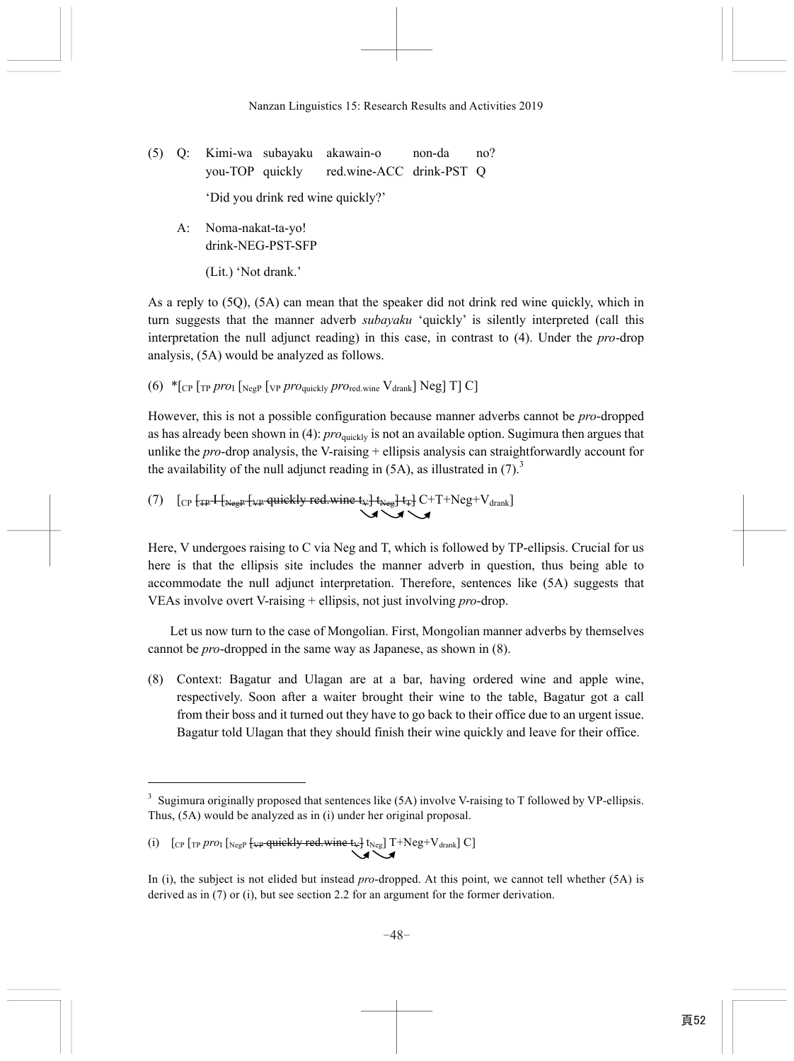(5) Q: Kimi-wa subayaku akawain-o non-da no?
you-TOP quickly red.wine-ACC drink-PST Q
'Did you drink red wine quickly?'

A: Noma-nakat-ta-yo!
drink-NEG-PST-SFP
(Lit.) 'Not drank.'

As a reply to (5Q), (5A) can mean that the speaker did not drink red wine quickly, which in turn suggests that the manner adverb *subayaku* 'quickly' is silently interpreted (call this interpretation the null adjunct reading) in this case, in contrast to (4). Under the *pro*-drop analysis, (5A) would be analyzed as follows.

(6) *[$_{CP}$ [$_{TP}$ *pro*$_{I}$ [$_{NegP}$ [$_{VP}$ *pro*$_{quickly}$ *pro*$_{red.wine}$ V$_{drank}$] Neg] T] C]

However, this is not a possible configuration because manner adverbs cannot be *pro*-dropped as has already been shown in (4): *pro*$_{quickly}$ is not an available option. Sugimura then argues that unlike the *pro*-drop analysis, the V-raising + ellipsis analysis can straightforwardly account for the availability of the null adjunct reading in (5A), as illustrated in (7).[3]

(7) [$_{CP}$ ~~[$_{TP}$ I [$_{NegP}$ [$_{VP}$ quickly red.wine t$_{V}$] t$_{Neg}$] t$_{T}$]~~ C+T+Neg+V$_{drank}$]

Here, V undergoes raising to C via Neg and T, which is followed by TP-ellipsis. Crucial for us here is that the ellipsis site includes the manner adverb in question, thus being able to accommodate the null adjunct interpretation. Therefore, sentences like (5A) suggests that VEAs involve overt V-raising + ellipsis, not just involving *pro*-drop.

Let us now turn to the case of Mongolian. First, Mongolian manner adverbs by themselves cannot be *pro*-dropped in the same way as Japanese, as shown in (8).

(8) Context: Bagatur and Ulagan are at a bar, having ordered wine and apple wine, respectively. Soon after a waiter brought their wine to the table, Bagatur got a call from their boss and it turned out they have to go back to their office due to an urgent issue. Bagatur told Ulagan that they should finish their wine quickly and leave for their office.

---

[3] Sugimura originally proposed that sentences like (5A) involve V-raising to T followed by VP-ellipsis. Thus, (5A) would be analyzed as in (i) under her original proposal.

(i) [$_{CP}$ [$_{TP}$ *pro*$_{I}$ [$_{NegP}$ ~~[$_{VP}$ quickly red.wine t$_{V}$]~~ t$_{Neg}$] T+Neg+V$_{drank}$] C]

In (i), the subject is not elided but instead *pro*-dropped. At this point, we cannot tell whether (5A) is derived as in (7) or (i), but see section 2.2 for an argument for the former derivation.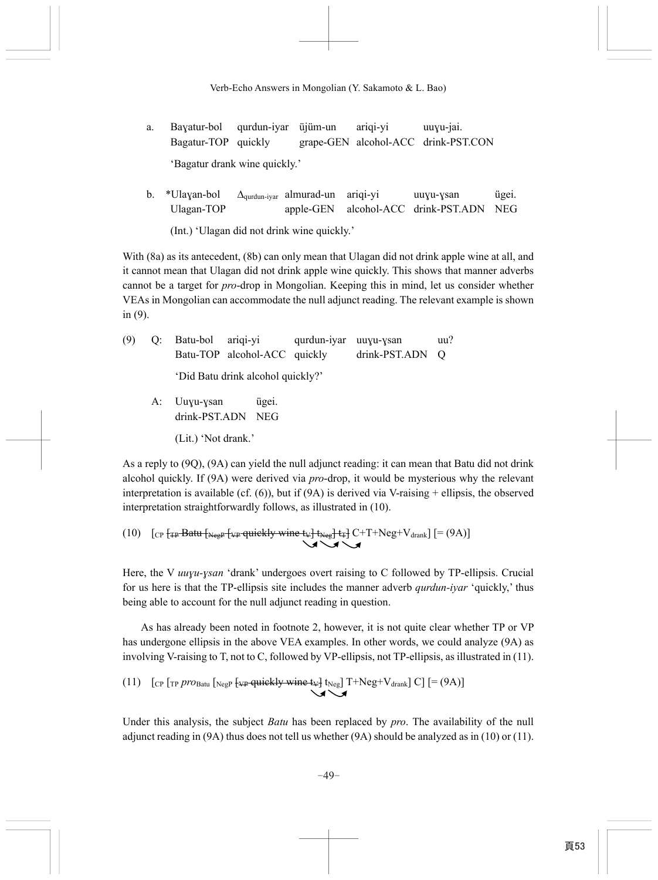a. Baɣatur-bol qurdun-iyar üjüm-un ariqi-yi uuɣu-jai.
   Bagatur-TOP quickly grape-GEN alcohol-ACC drink-PST.CON
   
   'Bagatur drank wine quickly.'

b. *Ulaɣan-bol $\Delta_{\text{qurdun-iyar}}$ almurad-un ariqi-yi uuɣu-ɣsan ügei.
   Ulagan-TOP apple-GEN alcohol-ACC drink-PST.ADN NEG
   
   (Int.) 'Ulagan did not drink wine quickly.'

With (8a) as its antecedent, (8b) can only mean that Ulagan did not drink apple wine at all, and it cannot mean that Ulagan did not drink apple wine quickly. This shows that manner adverbs cannot be a target for *pro*-drop in Mongolian. Keeping this in mind, let us consider whether VEAs in Mongolian can accommodate the null adjunct reading. The relevant example is shown in (9).

(9) Q: Batu-bol ariqi-yi qurdun-iyar uuɣu-ɣsan uu?
       Batu-TOP alcohol-ACC quickly drink-PST.ADN Q
       
       'Did Batu drink alcohol quickly?'

    A: Uuɣu-ɣsan ügei.
       drink-PST.ADN NEG
       
       (Lit.) 'Not drank.'

As a reply to (9Q), (9A) can yield the null adjunct reading: it can mean that Batu did not drink alcohol quickly. If (9A) were derived via *pro*-drop, it would be mysterious why the relevant interpretation is available (cf. (6)), but if (9A) is derived via V-raising + ellipsis, the observed interpretation straightforwardly follows, as illustrated in (10).

(10) [$_{\text{CP}}$ ~~[$_{\text{TP}}$ Batu [$_{\text{NegP}}$ [$_{\text{VP}}$ quickly wine t$_{\text{V}}$] t$_{\text{Neg}}$] t$_{\text{T}}$]~~ C+T+Neg+V$_{\text{drank}}$] [= (9A)]

Here, the V *uuɣu-ɣsan* 'drank' undergoes overt raising to C followed by TP-ellipsis. Crucial for us here is that the TP-ellipsis site includes the manner adverb *qurdun-iyar* 'quickly,' thus being able to account for the null adjunct reading in question.

As has already been noted in footnote 2, however, it is not quite clear whether TP or VP has undergone ellipsis in the above VEA examples. In other words, we could analyze (9A) as involving V-raising to T, not to C, followed by VP-ellipsis, not TP-ellipsis, as illustrated in (11).

(11) [$_{\text{CP}}$ [$_{\text{TP}}$ *pro*$_{\text{Batu}}$ [$_{\text{NegP}}$ ~~[$_{\text{VP}}$ quickly wine t$_{\text{V}}$]~~ t$_{\text{Neg}}$] T+Neg+V$_{\text{drank}}$] C] [= (9A)]

Under this analysis, the subject *Batu* has been replaced by *pro*. The availability of the null adjunct reading in (9A) thus does not tell us whether (9A) should be analyzed as in (10) or (11).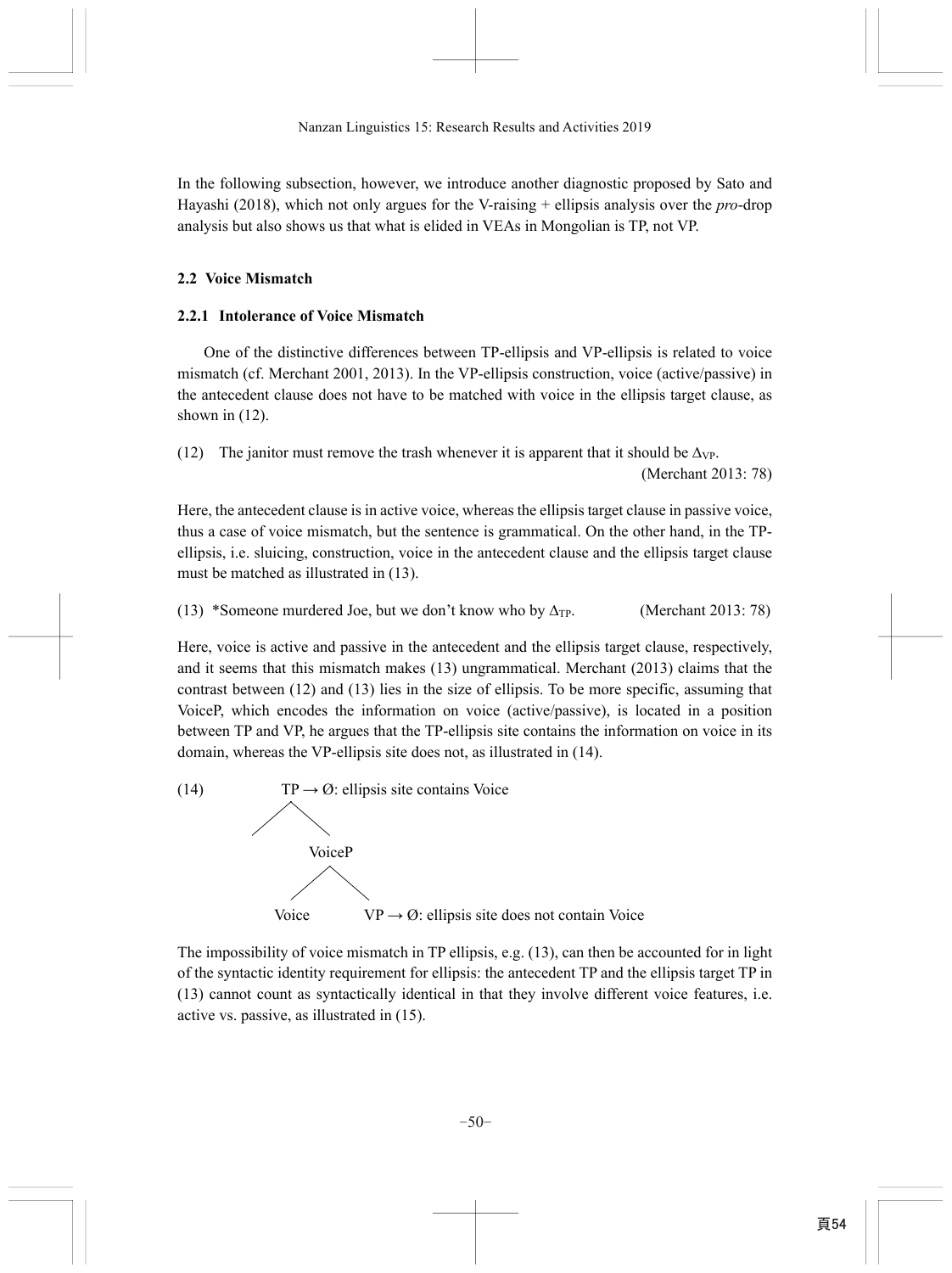In the following subsection, however, we introduce another diagnostic proposed by Sato and Hayashi (2018), which not only argues for the V-raising + ellipsis analysis over the *pro*-drop analysis but also shows us that what is elided in VEAs in Mongolian is TP, not VP.

### 2.2 Voice Mismatch

#### 2.2.1 Intolerance of Voice Mismatch

One of the distinctive differences between TP-ellipsis and VP-ellipsis is related to voice mismatch (cf. Merchant 2001, 2013). In the VP-ellipsis construction, voice (active/passive) in the antecedent clause does not have to be matched with voice in the ellipsis target clause, as shown in (12).

(12) The janitor must remove the trash whenever it is apparent that it should be $\Delta_{VP}$.
(Merchant 2013: 78)

Here, the antecedent clause is in active voice, whereas the ellipsis target clause in passive voice, thus a case of voice mismatch, but the sentence is grammatical. On the other hand, in the TP-ellipsis, i.e. sluicing, construction, voice in the antecedent clause and the ellipsis target clause must be matched as illustrated in (13).

(13) *Someone murdered Joe, but we don't know who by $\Delta_{TP}$. (Merchant 2013: 78)

Here, voice is active and passive in the antecedent and the ellipsis target clause, respectively, and it seems that this mismatch makes (13) ungrammatical. Merchant (2013) claims that the contrast between (12) and (13) lies in the size of ellipsis. To be more specific, assuming that VoiceP, which encodes the information on voice (active/passive), is located in a position between TP and VP, he argues that the TP-ellipsis site contains the information on voice in its domain, whereas the VP-ellipsis site does not, as illustrated in (14).

(14)
```
TP → Ø: ellipsis site contains Voice
   /  \
        VoiceP
        /    \
    Voice    VP → Ø: ellipsis site does not contain Voice
```

The impossibility of voice mismatch in TP ellipsis, e.g. (13), can then be accounted for in light of the syntactic identity requirement for ellipsis: the antecedent TP and the ellipsis target TP in (13) cannot count as syntactically identical in that they involve different voice features, i.e. active vs. passive, as illustrated in (15).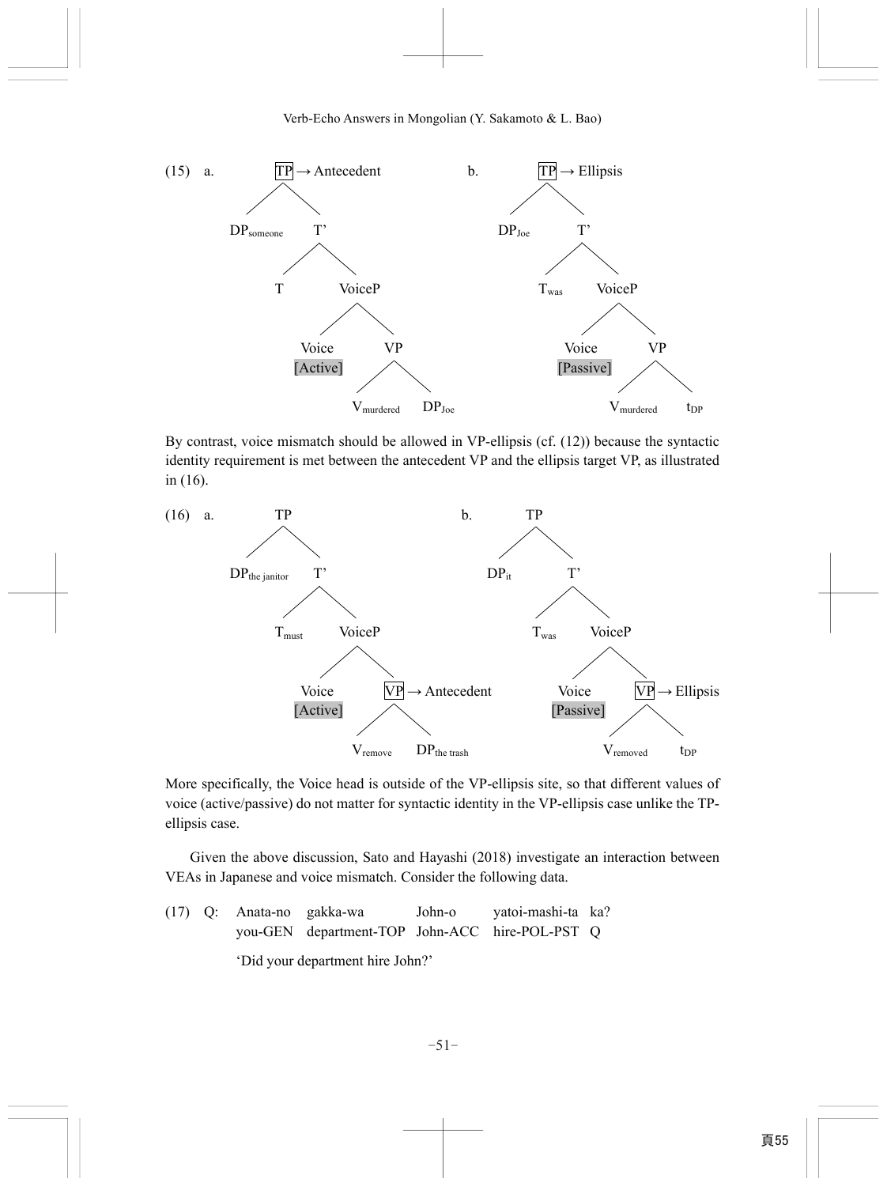(15) a. [TP → Antecedent [$DP_{someone}$] [T' [T] [VoiceP [Voice [Active]] [VP [$V_{murdered}$] [$DP_{Joe}$]]]]]

b. [TP → Ellipsis [$DP_{Joe}$] [T' [$T_{was}$] [VoiceP [Voice [Passive]] [VP [$V_{murdered}$] [$t_{DP}$]]]]]

By contrast, voice mismatch should be allowed in VP-ellipsis (cf. (12)) because the syntactic identity requirement is met between the antecedent VP and the ellipsis target VP, as illustrated in (16).

(16) a. [TP [$DP_{the\ janitor}$] [T' [$T_{must}$] [VoiceP [Voice [Active]] [VP → Antecedent [$V_{remove}$] [$DP_{the\ trash}$]]]]]

b. [TP [$DP_{it}$] [T' [$T_{was}$] [VoiceP [Voice [Passive]] [VP → Ellipsis [$V_{removed}$] [$t_{DP}$]]]]]

More specifically, the Voice head is outside of the VP-ellipsis site, so that different values of voice (active/passive) do not matter for syntactic identity in the VP-ellipsis case unlike the TP-ellipsis case.

Given the above discussion, Sato and Hayashi (2018) investigate an interaction between VEAs in Japanese and voice mismatch. Consider the following data.

(17) Q: Anata-no gakka-wa John-o yatoi-mashi-ta ka?
you-GEN department-TOP John-ACC hire-POL-PST Q
'Did your department hire John?'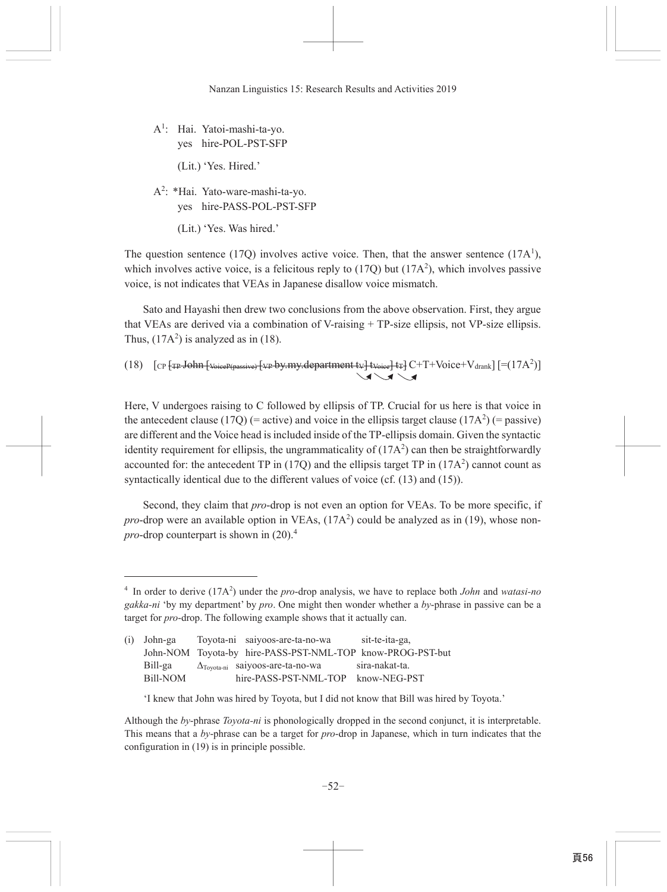A[1]: Hai. Yatoi-mashi-ta-yo.
      yes hire-POL-PST-SFP

      (Lit.) 'Yes. Hired.'

A[2]: *Hai. Yato-ware-mashi-ta-yo.
      yes hire-PASS-POL-PST-SFP

      (Lit.) 'Yes. Was hired.'

The question sentence (17Q) involves active voice. Then, that the answer sentence (17A[1]), which involves active voice, is a felicitous reply to (17Q) but (17A[2]), which involves passive voice, is not indicates that VEAs in Japanese disallow voice mismatch.

Sato and Hayashi then drew two conclusions from the above observation. First, they argue that VEAs are derived via a combination of V-raising + TP-size ellipsis, not VP-size ellipsis. Thus, (17A[2]) is analyzed as in (18).

(18) [$_{CP}$ [$_{TP}$ ~~John~~ [$_{VoiceP(passive)}$ [$_{VP}$ ~~by.my.department~~ ~~$t_V$~~] ~~$t_{Voice}$~~] ~~$t_T$~~] C+T+Voice+$V_{drank}$] [=(17A[2])]

Here, V undergoes raising to C followed by ellipsis of TP. Crucial for us here is that voice in the antecedent clause (17Q) (= active) and voice in the ellipsis target clause (17A[2]) (= passive) are different and the Voice head is included inside of the TP-ellipsis domain. Given the syntactic identity requirement for ellipsis, the ungrammaticality of (17A[2]) can then be straightforwardly accounted for: the antecedent TP in (17Q) and the ellipsis target TP in (17A[2]) cannot count as syntactically identical due to the different values of voice (cf. (13) and (15)).

Second, they claim that *pro*-drop is not even an option for VEAs. To be more specific, if *pro*-drop were an available option in VEAs, (17A[2]) could be analyzed as in (19), whose non-*pro*-drop counterpart is shown in (20).[4]

---

[4] In order to derive (17A[2]) under the *pro*-drop analysis, we have to replace both *John* and *watasi-no gakka-ni* 'by my department' by *pro*. One might then wonder whether a *by*-phrase in passive can be a target for *pro*-drop. The following example shows that it actually can.

(i) John-ga Toyota-ni saiyoos-are-ta-no-wa sit-te-ita-ga,
    John-NOM Toyota-by hire-PASS-PST-NML-TOP know-PROG-PST-but
    Bill-ga $\Delta_{Toyota\text{-}ni}$ saiyoos-are-ta-no-wa sira-nakat-ta.
    Bill-NOM hire-PASS-PST-NML-TOP know-NEG-PST

    'I knew that John was hired by Toyota, but I did not know that Bill was hired by Toyota.'

Although the *by*-phrase *Toyota-ni* is phonologically dropped in the second conjunct, it is interpretable. This means that a *by*-phrase can be a target for *pro*-drop in Japanese, which in turn indicates that the configuration in (19) is in principle possible.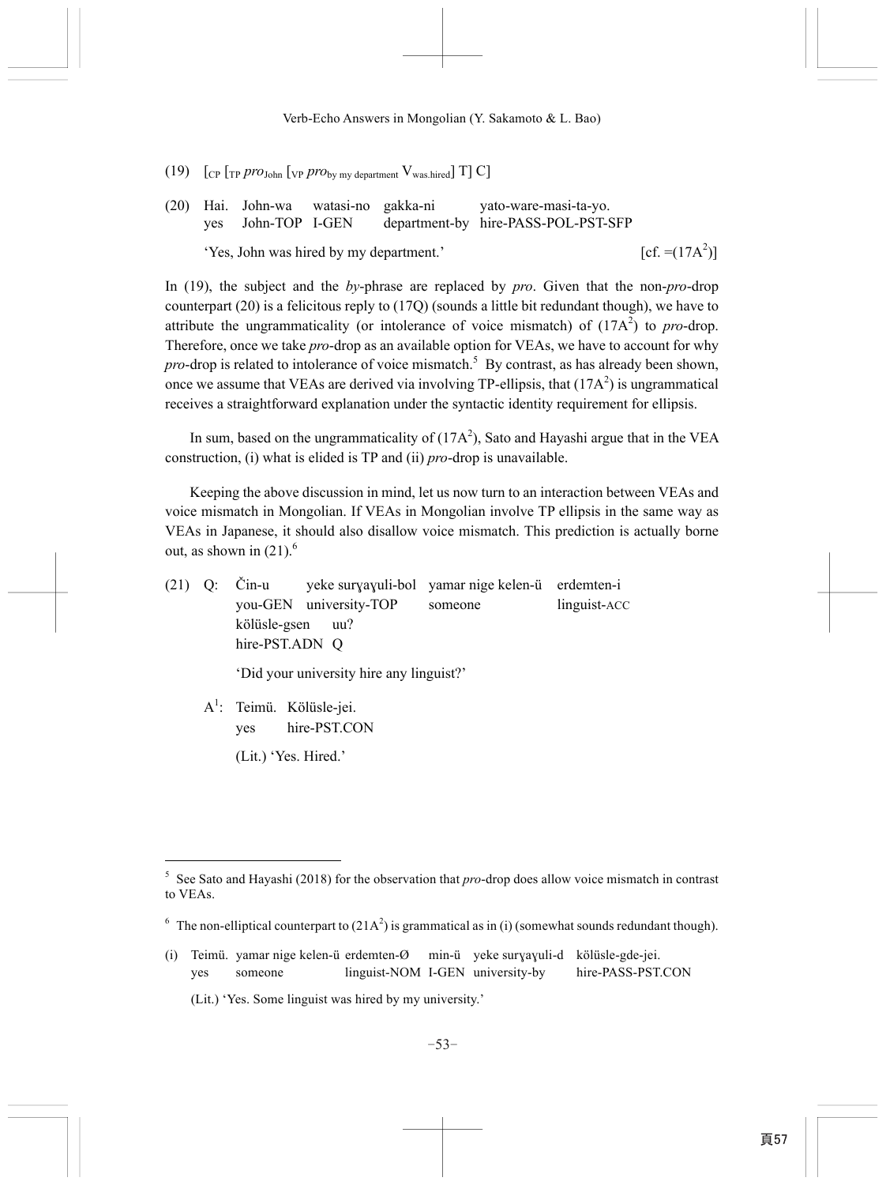(19) [$_{CP}$ [$_{TP}$ *pro*$_{John}$ [$_{VP}$ *pro*$_{by\ my\ department}$ V$_{was.hired}$] T] C]

(20) Hai. John-wa watasi-no gakka-ni yato-ware-masi-ta-yo.
     yes John-TOP I-GEN department-by hire-PASS-POL-PST-SFP

     'Yes, John was hired by my department.' [cf. =(17A[2])]

In (19), the subject and the *by*-phrase are replaced by *pro*. Given that the non-*pro*-drop counterpart (20) is a felicitous reply to (17Q) (sounds a little bit redundant though), we have to attribute the ungrammaticality (or intolerance of voice mismatch) of (17A[2]) to *pro*-drop. Therefore, once we take *pro*-drop as an available option for VEAs, we have to account for why *pro*-drop is related to intolerance of voice mismatch.[5] By contrast, as has already been shown, once we assume that VEAs are derived via involving TP-ellipsis, that (17A[2]) is ungrammatical receives a straightforward explanation under the syntactic identity requirement for ellipsis.

In sum, based on the ungrammaticality of (17A[2]), Sato and Hayashi argue that in the VEA construction, (i) what is elided is TP and (ii) *pro*-drop is unavailable.

Keeping the above discussion in mind, let us now turn to an interaction between VEAs and voice mismatch in Mongolian. If VEAs in Mongolian involve TP ellipsis in the same way as VEAs in Japanese, it should also disallow voice mismatch. This prediction is actually borne out, as shown in (21).[6]

(21) Q: Čin-u yeke surɣaɣuli-bol yamar nige kelen-ü erdemten-i
        you-GEN university-TOP someone linguist-ACC
        kölüsle-gsen uu?
        hire-PST.ADN Q

        'Did your university hire any linguist?'

     A[1]: Teimü. Kölüsle-jei.
           yes hire-PST.CON

           (Lit.) 'Yes. Hired.'

---

[5] See Sato and Hayashi (2018) for the observation that *pro*-drop does allow voice mismatch in contrast to VEAs.

[6] The non-elliptical counterpart to (21A[2]) is grammatical as in (i) (somewhat sounds redundant though).

(i) Teimü. yamar nige kelen-ü erdemten-Ø min-ü yeke surɣaɣuli-d kölüsle-gde-jei.
    yes someone linguist-NOM I-GEN university-by hire-PASS-PST.CON

    (Lit.) 'Yes. Some linguist was hired by my university.'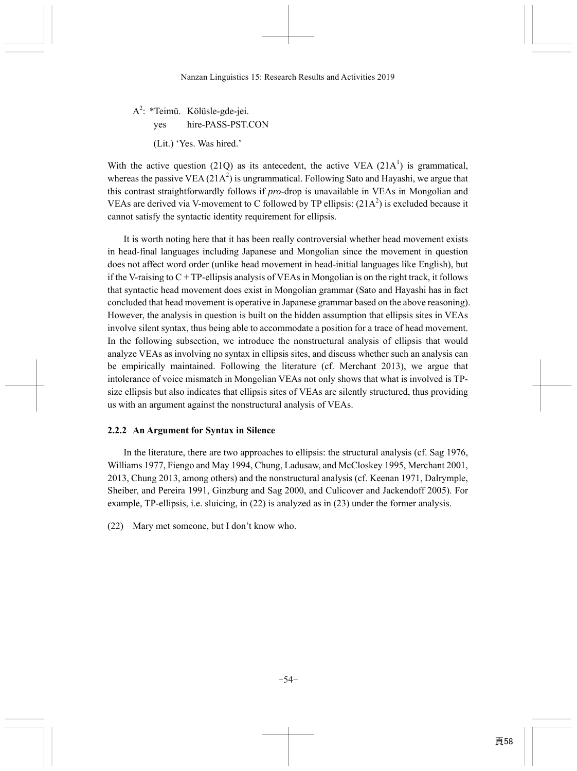A[2]: *Teimü. Kölüsle-gde-jei.
yes hire-PASS-PST.CON

(Lit.) 'Yes. Was hired.'

With the active question (21Q) as its antecedent, the active VEA (21A[1]) is grammatical, whereas the passive VEA (21A[2]) is ungrammatical. Following Sato and Hayashi, we argue that this contrast straightforwardly follows if *pro*-drop is unavailable in VEAs in Mongolian and VEAs are derived via V-movement to C followed by TP ellipsis: (21A[2]) is excluded because it cannot satisfy the syntactic identity requirement for ellipsis.

It is worth noting here that it has been really controversial whether head movement exists in head-final languages including Japanese and Mongolian since the movement in question does not affect word order (unlike head movement in head-initial languages like English), but if the V-raising to C + TP-ellipsis analysis of VEAs in Mongolian is on the right track, it follows that syntactic head movement does exist in Mongolian grammar (Sato and Hayashi has in fact concluded that head movement is operative in Japanese grammar based on the above reasoning). However, the analysis in question is built on the hidden assumption that ellipsis sites in VEAs involve silent syntax, thus being able to accommodate a position for a trace of head movement. In the following subsection, we introduce the nonstructural analysis of ellipsis that would analyze VEAs as involving no syntax in ellipsis sites, and discuss whether such an analysis can be empirically maintained. Following the literature (cf. Merchant 2013), we argue that intolerance of voice mismatch in Mongolian VEAs not only shows that what is involved is TP-size ellipsis but also indicates that ellipsis sites of VEAs are silently structured, thus providing us with an argument against the nonstructural analysis of VEAs.

### 2.2.2 An Argument for Syntax in Silence

In the literature, there are two approaches to ellipsis: the structural analysis (cf. Sag 1976, Williams 1977, Fiengo and May 1994, Chung, Ladusaw, and McCloskey 1995, Merchant 2001, 2013, Chung 2013, among others) and the nonstructural analysis (cf. Keenan 1971, Dalrymple, Sheiber, and Pereira 1991, Ginzburg and Sag 2000, and Culicover and Jackendoff 2005). For example, TP-ellipsis, i.e. sluicing, in (22) is analyzed as in (23) under the former analysis.

(22) Mary met someone, but I don't know who.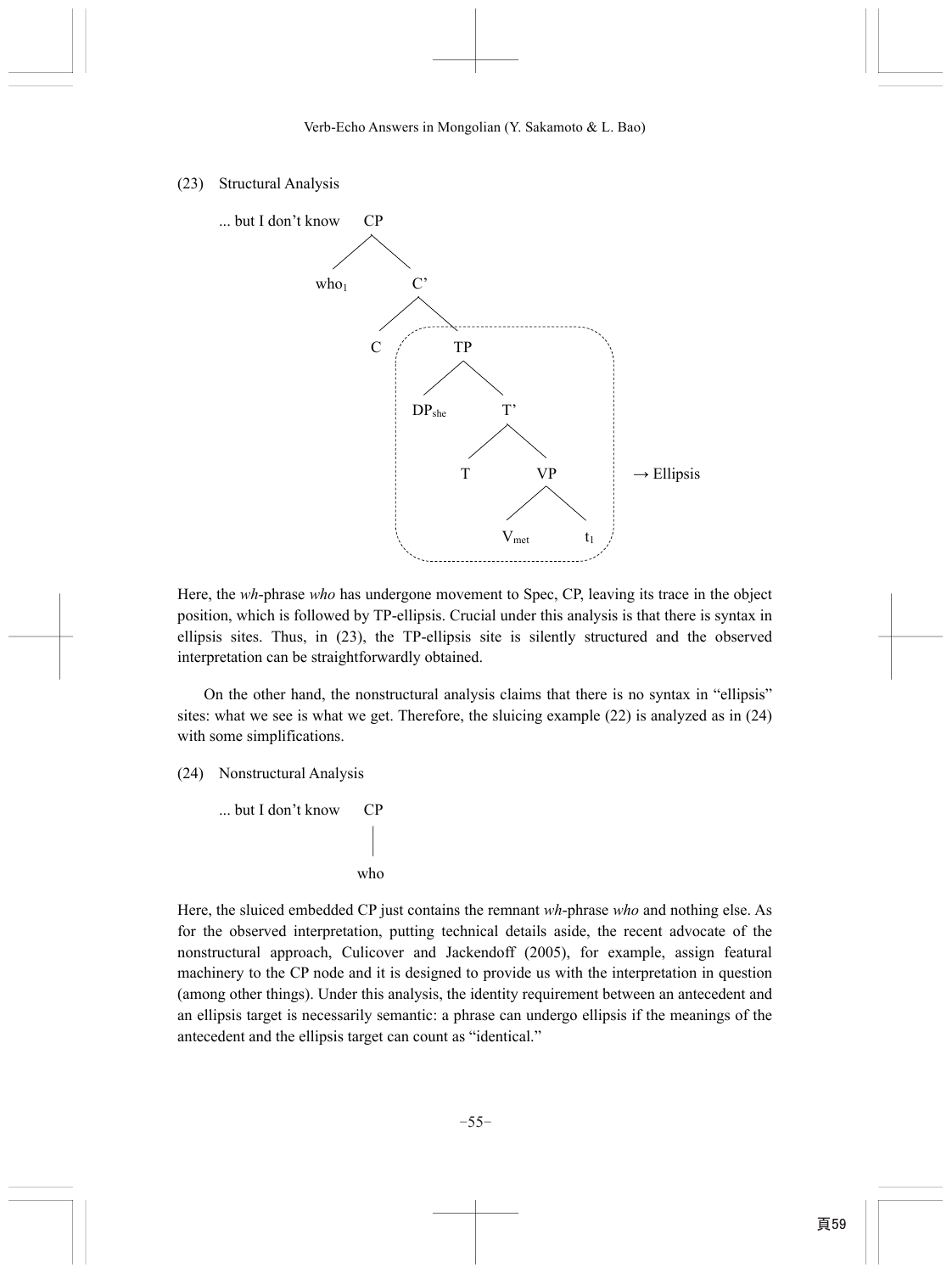(23) Structural Analysis

```
... but I don't know   CP
                      /  \
                  who1    C'
                         /  \
                        C    TP                    ┐
                            /  \                   │
                       DPshe    T'                 │
                               /  \                │ → Ellipsis
                              T    VP              │
                                  /  \             │
                              Vmet    t1           ┘
```

Here, the *wh*-phrase *who* has undergone movement to Spec, CP, leaving its trace in the object position, which is followed by TP-ellipsis. Crucial under this analysis is that there is syntax in ellipsis sites. Thus, in (23), the TP-ellipsis site is silently structured and the observed interpretation can be straightforwardly obtained.

On the other hand, the nonstructural analysis claims that there is no syntax in "ellipsis" sites: what we see is what we get. Therefore, the sluicing example (22) is analyzed as in (24) with some simplifications.

(24) Nonstructural Analysis

```
... but I don't know   CP
                        |
                       who
```

Here, the sluiced embedded CP just contains the remnant *wh*-phrase *who* and nothing else. As for the observed interpretation, putting technical details aside, the recent advocate of the nonstructural approach, Culicover and Jackendoff (2005), for example, assign featural machinery to the CP node and it is designed to provide us with the interpretation in question (among other things). Under this analysis, the identity requirement between an antecedent and an ellipsis target is necessarily semantic: a phrase can undergo ellipsis if the meanings of the antecedent and the ellipsis target can count as "identical."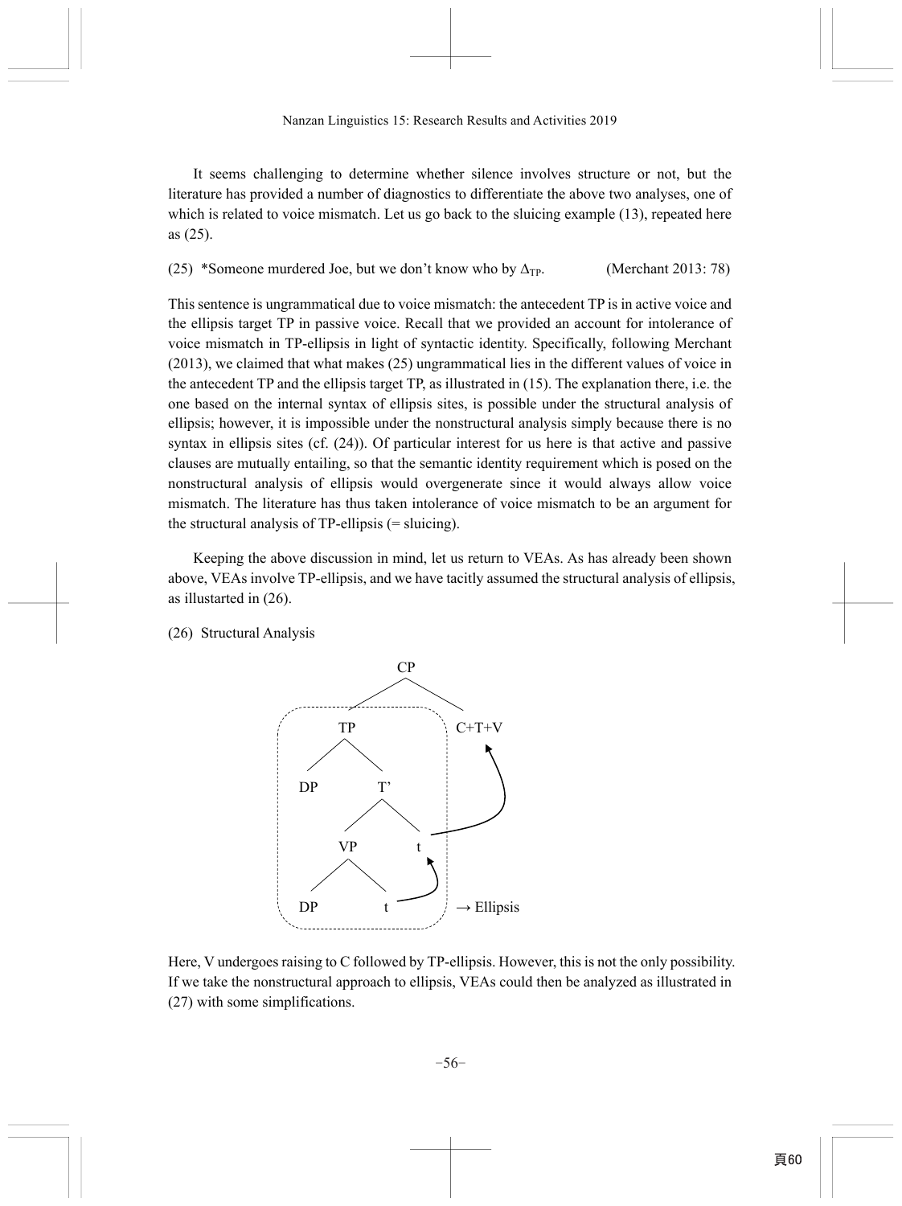It seems challenging to determine whether silence involves structure or not, but the literature has provided a number of diagnostics to differentiate the above two analyses, one of which is related to voice mismatch. Let us go back to the sluicing example (13), repeated here as (25).

(25) *Someone murdered Joe, but we don't know who by $\Delta_{TP}$. (Merchant 2013: 78)

This sentence is ungrammatical due to voice mismatch: the antecedent TP is in active voice and the ellipsis target TP in passive voice. Recall that we provided an account for intolerance of voice mismatch in TP-ellipsis in light of syntactic identity. Specifically, following Merchant (2013), we claimed that what makes (25) ungrammatical lies in the different values of voice in the antecedent TP and the ellipsis target TP, as illustrated in (15). The explanation there, i.e. the one based on the internal syntax of ellipsis sites, is possible under the structural analysis of ellipsis; however, it is impossible under the nonstructural analysis simply because there is no syntax in ellipsis sites (cf. (24)). Of particular interest for us here is that active and passive clauses are mutually entailing, so that the semantic identity requirement which is posed on the nonstructural analysis of ellipsis would overgenerate since it would always allow voice mismatch. The literature has thus taken intolerance of voice mismatch to be an argument for the structural analysis of TP-ellipsis (= sluicing).

Keeping the above discussion in mind, let us return to VEAs. As has already been shown above, VEAs involve TP-ellipsis, and we have tacitly assumed the structural analysis of ellipsis, as illustarted in (26).

(26) Structural Analysis

```
CP
├── TP  ┐
│   ├── DP
│   └── T'
│       ├── VP
│       │   ├── DP
│       │   └── t ──┐
│       └── t  <────┘ ──┐      → Ellipsis (dashed box around TP)
└── C+T+V  <────────────┘
```

Here, V undergoes raising to C followed by TP-ellipsis. However, this is not the only possibility. If we take the nonstructural approach to ellipsis, VEAs could then be analyzed as illustrated in (27) with some simplifications.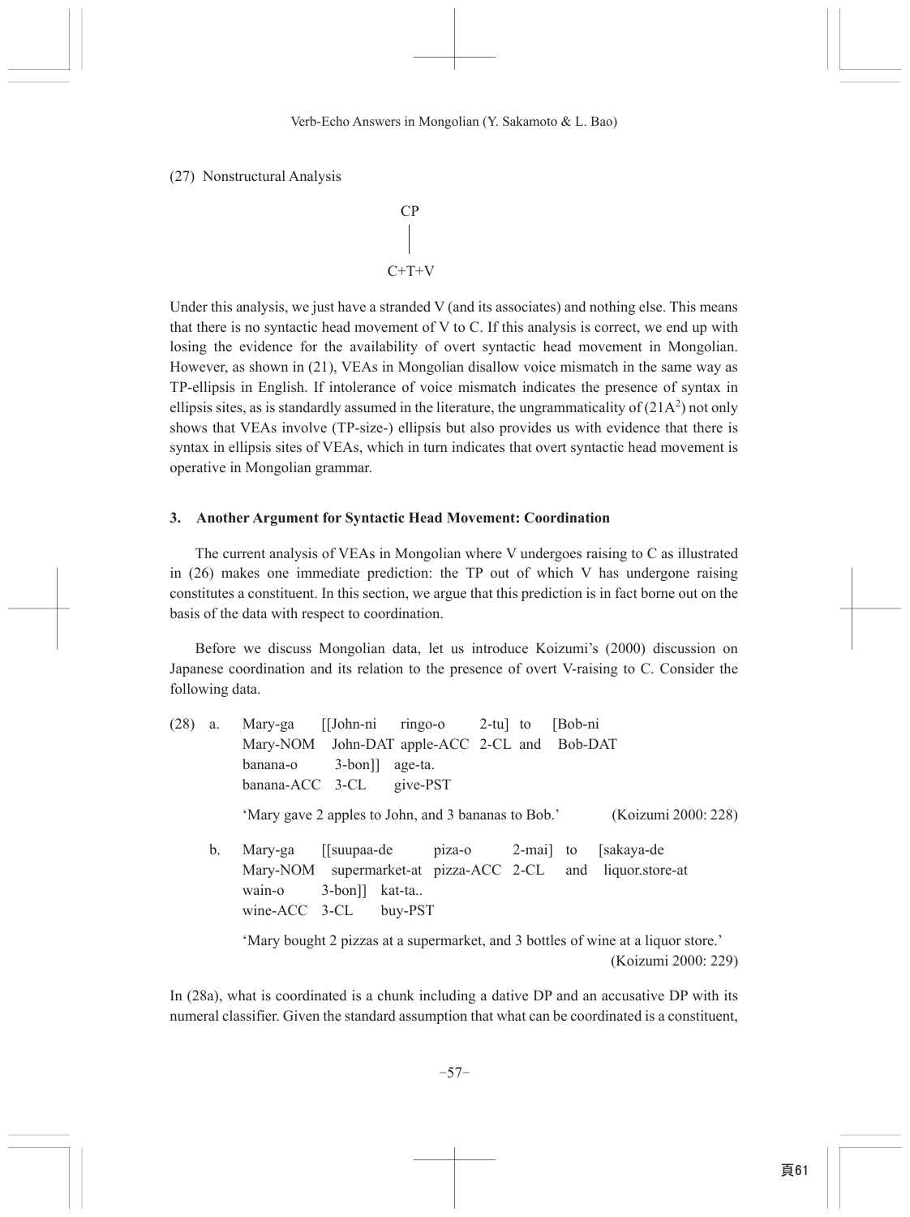(27) Nonstructural Analysis

```
   CP
   |
 C+T+V
```

Under this analysis, we just have a stranded V (and its associates) and nothing else. This means that there is no syntactic head movement of V to C. If this analysis is correct, we end up with losing the evidence for the availability of overt syntactic head movement in Mongolian. However, as shown in (21), VEAs in Mongolian disallow voice mismatch in the same way as TP-ellipsis in English. If intolerance of voice mismatch indicates the presence of syntax in ellipsis sites, as is standardly assumed in the literature, the ungrammaticality of (21A$^2$) not only shows that VEAs involve (TP-size-) ellipsis but also provides us with evidence that there is syntax in ellipsis sites of VEAs, which in turn indicates that overt syntactic head movement is operative in Mongolian grammar.

## 3. Another Argument for Syntactic Head Movement: Coordination

The current analysis of VEAs in Mongolian where V undergoes raising to C as illustrated in (26) makes one immediate prediction: the TP out of which V has undergone raising constitutes a constituent. In this section, we argue that this prediction is in fact borne out on the basis of the data with respect to coordination.

Before we discuss Mongolian data, let us introduce Koizumi's (2000) discussion on Japanese coordination and its relation to the presence of overt V-raising to C. Consider the following data.

(28) a. Mary-ga [[John-ni ringo-o 2-tu] to [Bob-ni banana-o 3-bon]] age-ta.
Mary-NOM John-DAT apple-ACC 2-CL and Bob-DAT banana-ACC 3-CL give-PST
'Mary gave 2 apples to John, and 3 bananas to Bob.' (Koizumi 2000: 228)

b. Mary-ga [[suupaa-de piza-o 2-mai] to [sakaya-de wain-o 3-bon]] kat-ta..
Mary-NOM supermarket-at pizza-ACC 2-CL and liquor.store-at wine-ACC 3-CL buy-PST
'Mary bought 2 pizzas at a supermarket, and 3 bottles of wine at a liquor store.' (Koizumi 2000: 229)

In (28a), what is coordinated is a chunk including a dative DP and an accusative DP with its numeral classifier. Given the standard assumption that what can be coordinated is a constituent,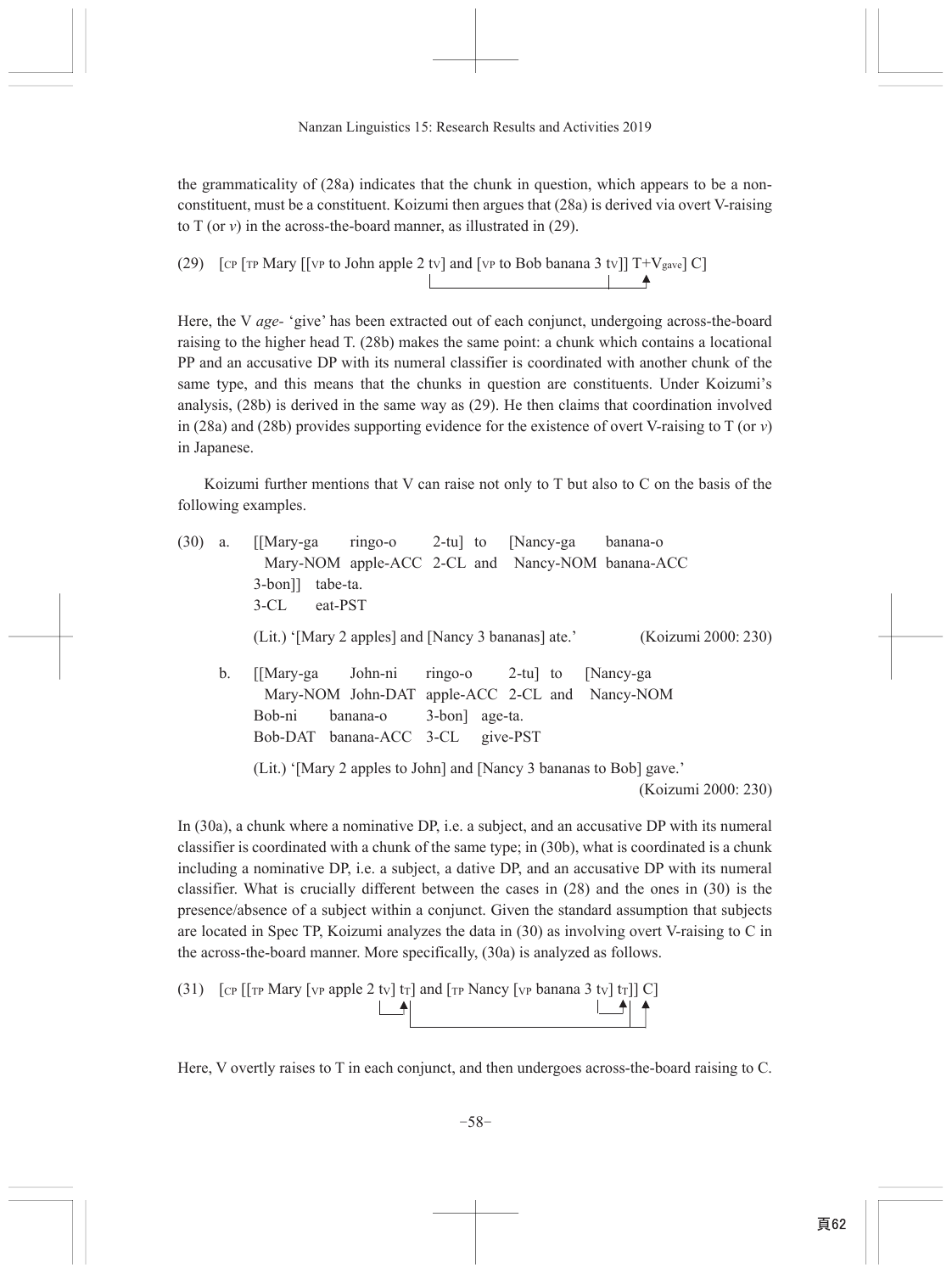the grammaticality of (28a) indicates that the chunk in question, which appears to be a non-constituent, must be a constituent. Koizumi then argues that (28a) is derived via overt V-raising to T (or *v*) in the across-the-board manner, as illustrated in (29).

(29) [CP [TP Mary [[VP to John apple 2 $t_V$] and [VP to Bob banana 3 $t_V$]] T+$V_{gave}$] C]

Here, the V *age-* 'give' has been extracted out of each conjunct, undergoing across-the-board raising to the higher head T. (28b) makes the same point: a chunk which contains a locational PP and an accusative DP with its numeral classifier is coordinated with another chunk of the same type, and this means that the chunks in question are constituents. Under Koizumi's analysis, (28b) is derived in the same way as (29). He then claims that coordination involved in (28a) and (28b) provides supporting evidence for the existence of overt V-raising to T (or *v*) in Japanese.

Koizumi further mentions that V can raise not only to T but also to C on the basis of the following examples.

(30) a. [[Mary-ga ringo-o 2-tu] to [Nancy-ga banana-o 3-bon]] tabe-ta.
Mary-NOM apple-ACC 2-CL and Nancy-NOM banana-ACC 3-CL eat-PST
(Lit.) '[Mary 2 apples] and [Nancy 3 bananas] ate.' (Koizumi 2000: 230)

b. [[Mary-ga John-ni ringo-o 2-tu] to [Nancy-ga Bob-ni banana-o 3-bon] age-ta.
Mary-NOM John-DAT apple-ACC 2-CL and Nancy-NOM Bob-DAT banana-ACC 3-CL give-PST
(Lit.) '[Mary 2 apples to John] and [Nancy 3 bananas to Bob] gave.'
(Koizumi 2000: 230)

In (30a), a chunk where a nominative DP, i.e. a subject, and an accusative DP with its numeral classifier is coordinated with a chunk of the same type; in (30b), what is coordinated is a chunk including a nominative DP, i.e. a subject, a dative DP, and an accusative DP with its numeral classifier. What is crucially different between the cases in (28) and the ones in (30) is the presence/absence of a subject within a conjunct. Given the standard assumption that subjects are located in Spec TP, Koizumi analyzes the data in (30) as involving overt V-raising to C in the across-the-board manner. More specifically, (30a) is analyzed as follows.

(31) [CP [[TP Mary [VP apple 2 $t_V$] $t_T$] and [TP Nancy [VP banana 3 $t_V$] $t_T$]] C]

Here, V overtly raises to T in each conjunct, and then undergoes across-the-board raising to C.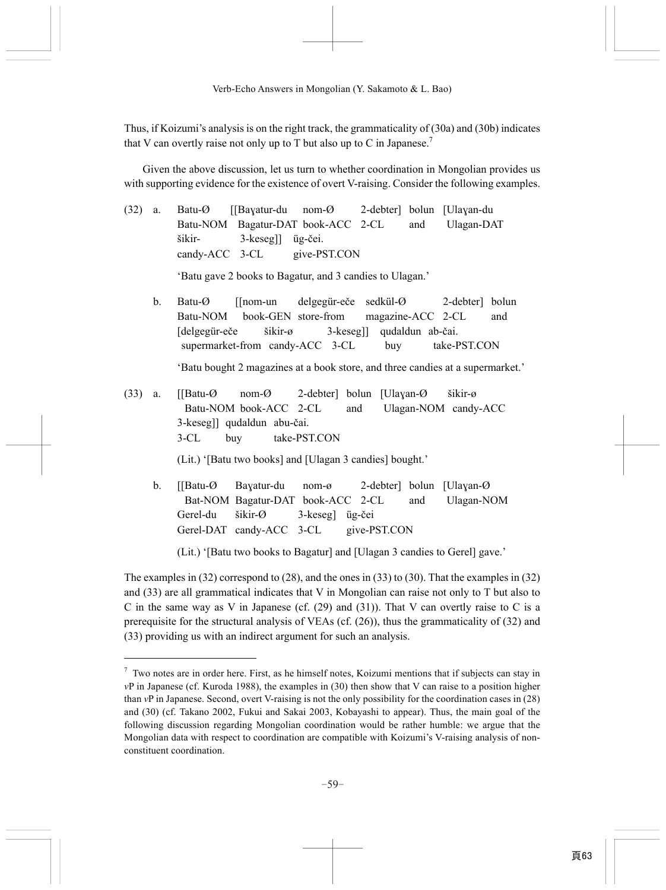Thus, if Koizumi's analysis is on the right track, the grammaticality of (30a) and (30b) indicates that V can overtly raise not only up to T but also up to C in Japanese.[7]

Given the above discussion, let us turn to whether coordination in Mongolian provides us with supporting evidence for the existence of overt V-raising. Consider the following examples.

(32) a. Batu-Ø [[Baɣatur-du nom-Ø 2-debter] bolun [Ulaɣan-du
Batu-NOM Bagatur-DAT book-ACC 2-CL and Ulagan-DAT
šikir- 3-keseg]] üg-čei.
candy-ACC 3-CL give-PST.CON

'Batu gave 2 books to Bagatur, and 3 candies to Ulagan.'

b. Batu-Ø [[nom-un delgegür-eče sedkül-Ø 2-debter] bolun
Batu-NOM book-GEN store-from magazine-ACC 2-CL and
[delgegür-eče šikir-ø 3-keseg]] qudaldun ab-čai.
supermarket-from candy-ACC 3-CL buy take-PST.CON

'Batu bought 2 magazines at a book store, and three candies at a supermarket.'

(33) a. [[Batu-Ø nom-Ø 2-debter] bolun [Ulaɣan-Ø šikir-ø
Batu-NOM book-ACC 2-CL and Ulagan-NOM candy-ACC
3-keseg]] qudaldun abu-čai.
3-CL buy take-PST.CON

(Lit.) '[Batu two books] and [Ulagan 3 candies] bought.'

b. [[Batu-Ø Baɣatur-du nom-ø 2-debter] bolun [Ulaɣan-Ø
Bat-NOM Bagatur-DAT book-ACC 2-CL and Ulagan-NOM
Gerel-du šikir-Ø 3-keseg] üg-čei
Gerel-DAT candy-ACC 3-CL give-PST.CON

(Lit.) '[Batu two books to Bagatur] and [Ulagan 3 candies to Gerel] gave.'

The examples in (32) correspond to (28), and the ones in (33) to (30). That the examples in (32) and (33) are all grammatical indicates that V in Mongolian can raise not only to T but also to C in the same way as V in Japanese (cf. (29) and (31)). That V can overtly raise to C is a prerequisite for the structural analysis of VEAs (cf. (26)), thus the grammaticality of (32) and (33) providing us with an indirect argument for such an analysis.

---

[7] Two notes are in order here. First, as he himself notes, Koizumi mentions that if subjects can stay in *v*P in Japanese (cf. Kuroda 1988), the examples in (30) then show that V can raise to a position higher than *v*P in Japanese. Second, overt V-raising is not the only possibility for the coordination cases in (28) and (30) (cf. Takano 2002, Fukui and Sakai 2003, Kobayashi to appear). Thus, the main goal of the following discussion regarding Mongolian coordination would be rather humble: we argue that the Mongolian data with respect to coordination are compatible with Koizumi's V-raising analysis of non-constituent coordination.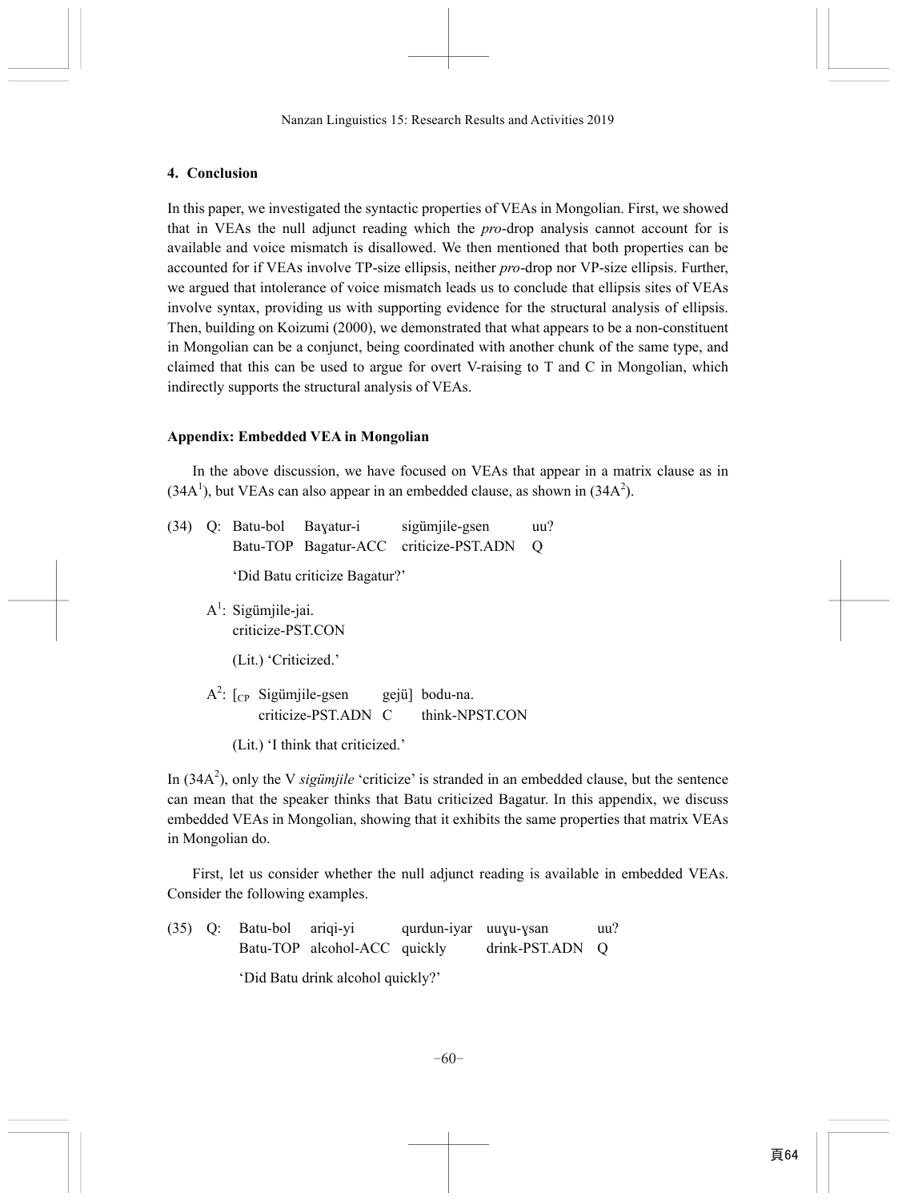## 4. Conclusion

In this paper, we investigated the syntactic properties of VEAs in Mongolian. First, we showed that in VEAs the null adjunct reading which the *pro*-drop analysis cannot account for is available and voice mismatch is disallowed. We then mentioned that both properties can be accounted for if VEAs involve TP-size ellipsis, neither *pro*-drop nor VP-size ellipsis. Further, we argued that intolerance of voice mismatch leads us to conclude that ellipsis sites of VEAs involve syntax, providing us with supporting evidence for the structural analysis of ellipsis. Then, building on Koizumi (2000), we demonstrated that what appears to be a non-constituent in Mongolian can be a conjunct, being coordinated with another chunk of the same type, and claimed that this can be used to argue for overt V-raising to T and C in Mongolian, which indirectly supports the structural analysis of VEAs.

### Appendix: Embedded VEA in Mongolian

In the above discussion, we have focused on VEAs that appear in a matrix clause as in (34A[1]), but VEAs can also appear in an embedded clause, as shown in (34A[2]).

(34) Q: Batu-bol Baɣatur-i sigümjile-gsen uu?
Batu-TOP Bagatur-ACC criticize-PST.ADN Q
'Did Batu criticize Bagatur?'

A[1]: Sigümjile-jai.
criticize-PST.CON
(Lit.) 'Criticized.'

A[2]: [CP Sigümjile-gsen gejü] bodu-na.
criticize-PST.ADN C think-NPST.CON
(Lit.) 'I think that criticized.'

In (34A[2]), only the V *sigümjile* 'criticize' is stranded in an embedded clause, but the sentence can mean that the speaker thinks that Batu criticized Bagatur. In this appendix, we discuss embedded VEAs in Mongolian, showing that it exhibits the same properties that matrix VEAs in Mongolian do.

First, let us consider whether the null adjunct reading is available in embedded VEAs. Consider the following examples.

(35) Q: Batu-bol ariqi-yi qurdun-iyar uuɣu-ɣsan uu?
Batu-TOP alcohol-ACC quickly drink-PST.ADN Q
'Did Batu drink alcohol quickly?'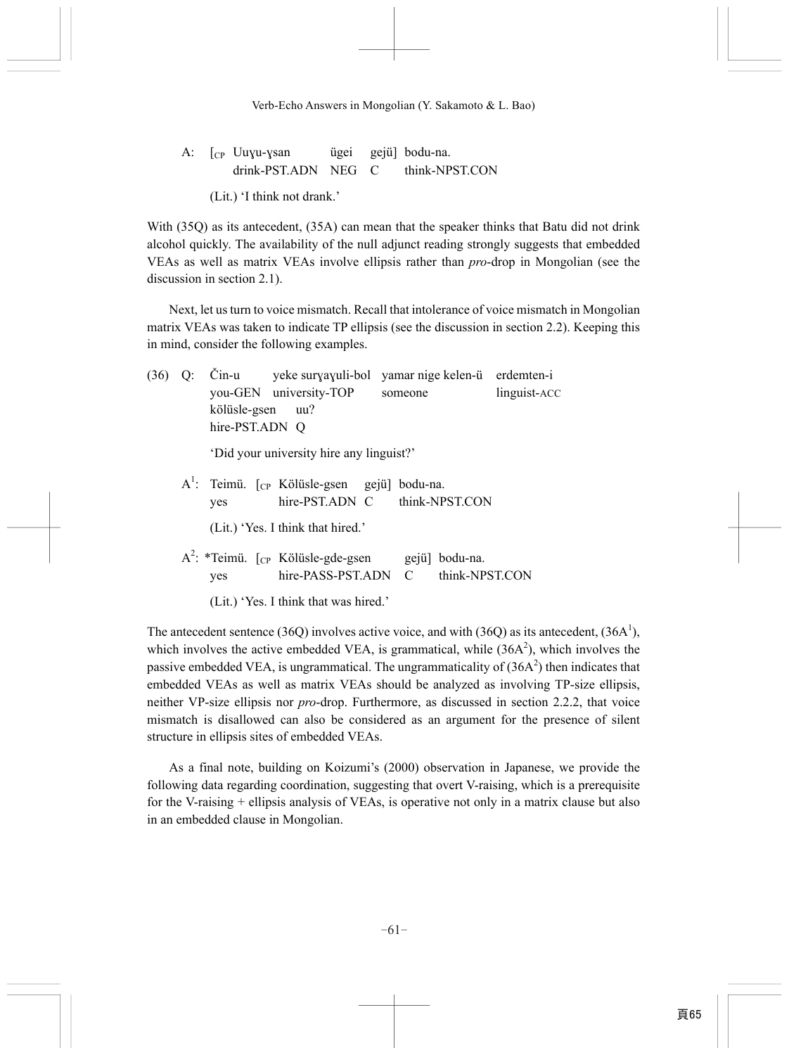A: [CP Uuɣu-ɣsan ügei gejü] bodu-na.
drink-PST.ADN NEG C think-NPST.CON

(Lit.) 'I think not drank.'

With (35Q) as its antecedent, (35A) can mean that the speaker thinks that Batu did not drink alcohol quickly. The availability of the null adjunct reading strongly suggests that embedded VEAs as well as matrix VEAs involve ellipsis rather than *pro*-drop in Mongolian (see the discussion in section 2.1).

Next, let us turn to voice mismatch. Recall that intolerance of voice mismatch in Mongolian matrix VEAs was taken to indicate TP ellipsis (see the discussion in section 2.2). Keeping this in mind, consider the following examples.

(36) Q: Čin-u yeke surɣaɣuli-bol yamar nige kelen-ü erdemten-i
you-GEN university-TOP someone linguist-ACC
kölüsle-gsen uu?
hire-PST.ADN Q

'Did your university hire any linguist?'

A[1]: Teimü. [CP Kölüsle-gsen gejü] bodu-na.
yes hire-PST.ADN C think-NPST.CON

(Lit.) 'Yes. I think that hired.'

A[2]: *Teimü. [CP Kölüsle-gde-gsen gejü] bodu-na.
yes hire-PASS-PST.ADN C think-NPST.CON

(Lit.) 'Yes. I think that was hired.'

The antecedent sentence (36Q) involves active voice, and with (36Q) as its antecedent, (36A[1]), which involves the active embedded VEA, is grammatical, while (36A[2]), which involves the passive embedded VEA, is ungrammatical. The ungrammaticality of (36A[2]) then indicates that embedded VEAs as well as matrix VEAs should be analyzed as involving TP-size ellipsis, neither VP-size ellipsis nor *pro*-drop. Furthermore, as discussed in section 2.2.2, that voice mismatch is disallowed can also be considered as an argument for the presence of silent structure in ellipsis sites of embedded VEAs.

As a final note, building on Koizumi's (2000) observation in Japanese, we provide the following data regarding coordination, suggesting that overt V-raising, which is a prerequisite for the V-raising + ellipsis analysis of VEAs, is operative not only in a matrix clause but also in an embedded clause in Mongolian.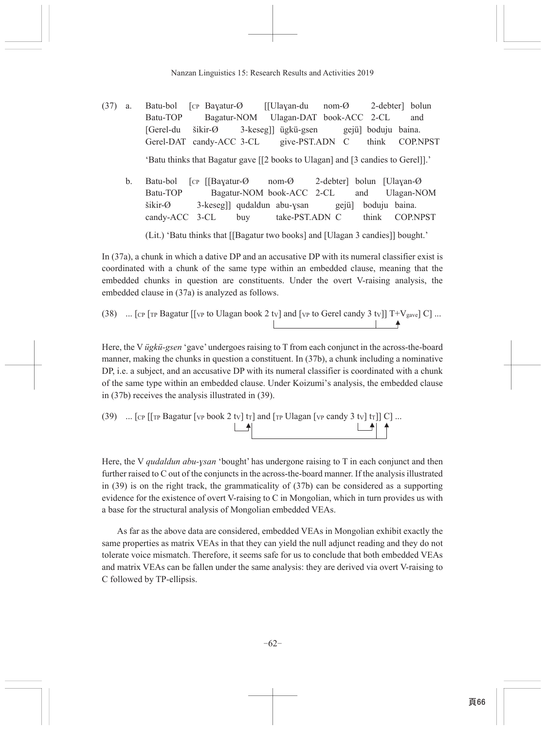(37) a. Batu-bol [CP Baɣatur-Ø [[Ulaɣan-du nom-Ø 2-debter] bolun
Batu-TOP Bagatur-NOM Ulagan-DAT book-ACC 2-CL and
[Gerel-du šikir-Ø 3-keseg]] ügkü-gsen gejü] boduju baina.
Gerel-DAT candy-ACC 3-CL give-PST.ADN C think COP.NPST

'Batu thinks that Bagatur gave [[2 books to Ulagan] and [3 candies to Gerel]].'

b. Batu-bol [CP [[Baɣatur-Ø nom-Ø 2-debter] bolun [Ulaɣan-Ø
Batu-TOP Bagatur-NOM book-ACC 2-CL and Ulagan-NOM
šikir-Ø 3-keseg]] qudaldun abu-ɣsan gejü] boduju baina.
candy-ACC 3-CL buy take-PST.ADN C think COP.NPST

(Lit.) 'Batu thinks that [[Bagatur two books] and [Ulagan 3 candies]] bought.'

In (37a), a chunk in which a dative DP and an accusative DP with its numeral classifier exist is coordinated with a chunk of the same type within an embedded clause, meaning that the embedded chunks in question are constituents. Under the overt V-raising analysis, the embedded clause in (37a) is analyzed as follows.

(38) ... [CP [TP Bagatur [[VP to Ulagan book 2 $t_V$] and [VP to Gerel candy 3 $t_V$]] T+$V_{gave}$] C] ...

Here, the V *ügkü-gsen* 'gave' undergoes raising to T from each conjunct in the across-the-board manner, making the chunks in question a constituent. In (37b), a chunk including a nominative DP, i.e. a subject, and an accusative DP with its numeral classifier is coordinated with a chunk of the same type within an embedded clause. Under Koizumi's analysis, the embedded clause in (37b) receives the analysis illustrated in (39).

(39) ... [CP [[TP Bagatur [VP book 2 $t_V$] $t_T$] and [TP Ulagan [VP candy 3 $t_V$] $t_T$]] C] ...

Here, the V *qudaldun abu-ɣsan* 'bought' has undergone raising to T in each conjunct and then further raised to C out of the conjuncts in the across-the-board manner. If the analysis illustrated in (39) is on the right track, the grammaticality of (37b) can be considered as a supporting evidence for the existence of overt V-raising to C in Mongolian, which in turn provides us with a base for the structural analysis of Mongolian embedded VEAs.

As far as the above data are considered, embedded VEAs in Mongolian exhibit exactly the same properties as matrix VEAs in that they can yield the null adjunct reading and they do not tolerate voice mismatch. Therefore, it seems safe for us to conclude that both embedded VEAs and matrix VEAs can be fallen under the same analysis: they are derived via overt V-raising to C followed by TP-ellipsis.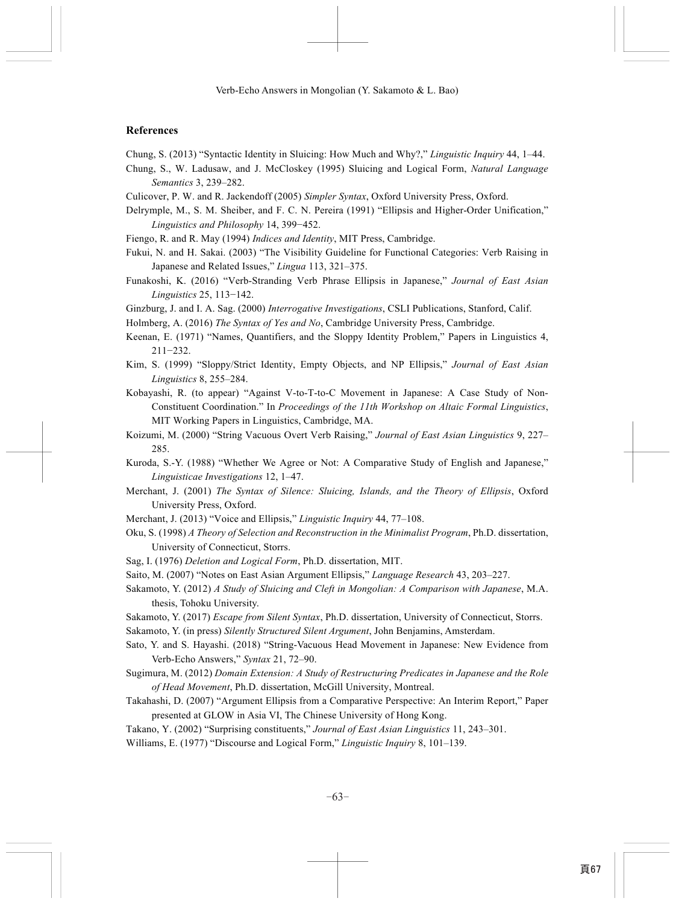## References

Chung, S. (2013) "Syntactic Identity in Sluicing: How Much and Why?," *Linguistic Inquiry* 44, 1–44.

Chung, S., W. Ladusaw, and J. McCloskey (1995) Sluicing and Logical Form, *Natural Language Semantics* 3, 239–282.

Culicover, P. W. and R. Jackendoff (2005) *Simpler Syntax*, Oxford University Press, Oxford.

Delrymple, M., S. M. Sheiber, and F. C. N. Pereira (1991) "Ellipsis and Higher-Order Unification," *Linguistics and Philosophy* 14, 399−452.

Fiengo, R. and R. May (1994) *Indices and Identity*, MIT Press, Cambridge.

Fukui, N. and H. Sakai. (2003) "The Visibility Guideline for Functional Categories: Verb Raising in Japanese and Related Issues," *Lingua* 113, 321–375.

Funakoshi, K. (2016) "Verb-Stranding Verb Phrase Ellipsis in Japanese," *Journal of East Asian Linguistics* 25, 113−142.

Ginzburg, J. and I. A. Sag. (2000) *Interrogative Investigations*, CSLI Publications, Stanford, Calif.

Holmberg, A. (2016) *The Syntax of Yes and No*, Cambridge University Press, Cambridge.

Keenan, E. (1971) "Names, Quantifiers, and the Sloppy Identity Problem," Papers in Linguistics 4, 211−232.

Kim, S. (1999) "Sloppy/Strict Identity, Empty Objects, and NP Ellipsis," *Journal of East Asian Linguistics* 8, 255–284.

Kobayashi, R. (to appear) "Against V-to-T-to-C Movement in Japanese: A Case Study of Non-Constituent Coordination." In *Proceedings of the 11th Workshop on Altaic Formal Linguistics*, MIT Working Papers in Linguistics, Cambridge, MA.

Koizumi, M. (2000) "String Vacuous Overt Verb Raising," *Journal of East Asian Linguistics* 9, 227–285.

Kuroda, S.-Y. (1988) "Whether We Agree or Not: A Comparative Study of English and Japanese," *Linguisticae Investigations* 12, 1–47.

Merchant, J. (2001) *The Syntax of Silence: Sluicing, Islands, and the Theory of Ellipsis*, Oxford University Press, Oxford.

Merchant, J. (2013) "Voice and Ellipsis," *Linguistic Inquiry* 44, 77–108.

Oku, S. (1998) *A Theory of Selection and Reconstruction in the Minimalist Program*, Ph.D. dissertation, University of Connecticut, Storrs.

Sag, I. (1976) *Deletion and Logical Form*, Ph.D. dissertation, MIT.

Saito, M. (2007) "Notes on East Asian Argument Ellipsis," *Language Research* 43, 203–227.

Sakamoto, Y. (2012) *A Study of Sluicing and Cleft in Mongolian: A Comparison with Japanese*, M.A. thesis, Tohoku University.

Sakamoto, Y. (2017) *Escape from Silent Syntax*, Ph.D. dissertation, University of Connecticut, Storrs.

Sakamoto, Y. (in press) *Silently Structured Silent Argument*, John Benjamins, Amsterdam.

Sato, Y. and S. Hayashi. (2018) "String-Vacuous Head Movement in Japanese: New Evidence from Verb-Echo Answers," *Syntax* 21, 72–90.

Sugimura, M. (2012) *Domain Extension: A Study of Restructuring Predicates in Japanese and the Role of Head Movement*, Ph.D. dissertation, McGill University, Montreal.

Takahashi, D. (2007) "Argument Ellipsis from a Comparative Perspective: An Interim Report," Paper presented at GLOW in Asia VI, The Chinese University of Hong Kong.

Takano, Y. (2002) "Surprising constituents," *Journal of East Asian Linguistics* 11, 243–301.

Williams, E. (1977) "Discourse and Logical Form," *Linguistic Inquiry* 8, 101–139.